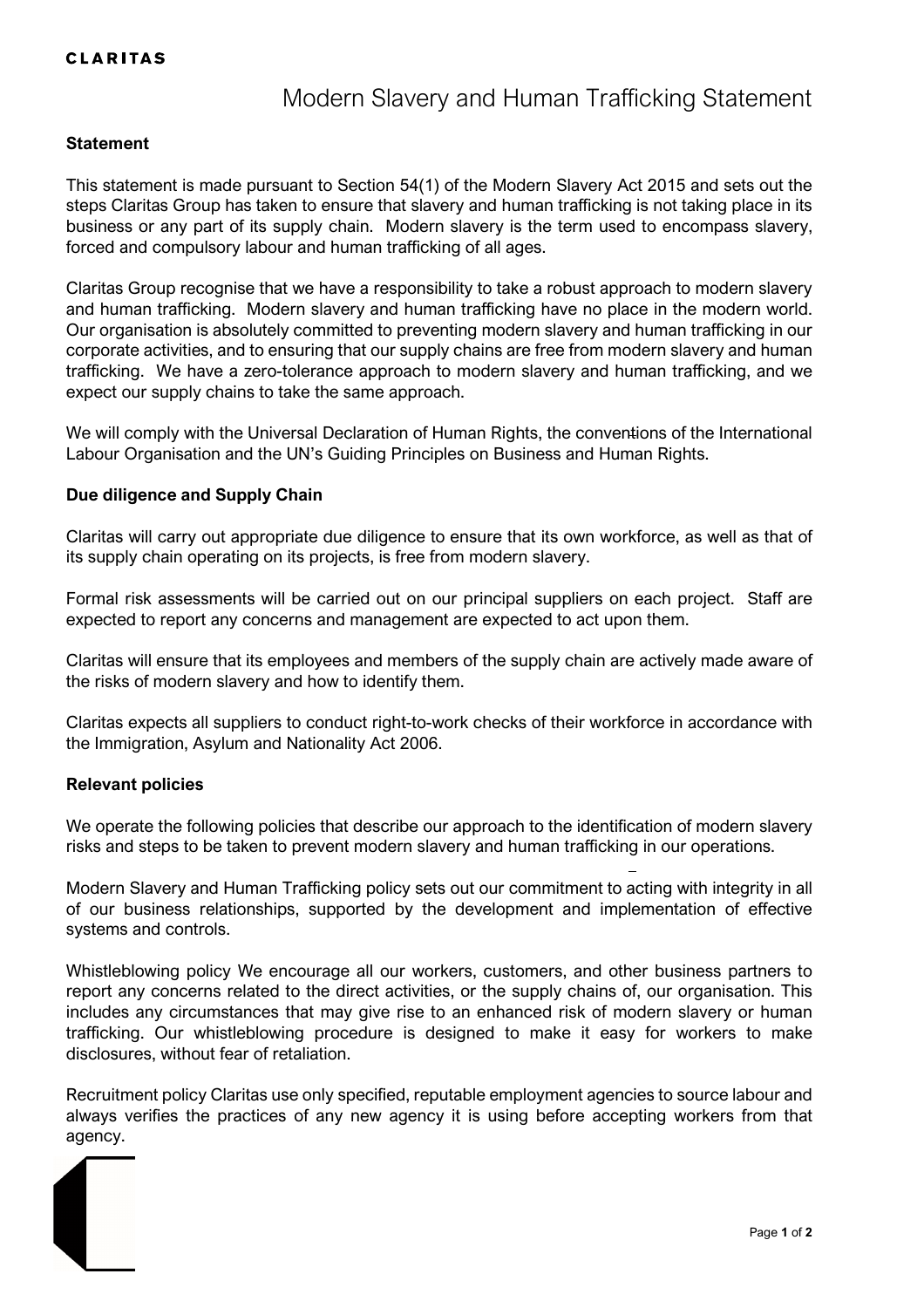# Modern Slavery and Human Trafficking Statement

### Statement

This statement is made pursuant to Section 54(1) of the Modern Slavery Act 2015 and sets out the steps Claritas Group has taken to ensure that slavery and human trafficking is not taking place in its business or any part of its supply chain. Modern slavery is the term used to encompass slavery, forced and compulsory labour and human trafficking of all ages.

Claritas Group recognise that we have a responsibility to take a robust approach to modern slavery and human trafficking. Modern slavery and human trafficking have no place in the modern world. Our organisation is absolutely committed to preventing modern slavery and human trafficking in our corporate activities, and to ensuring that our supply chains are free from modern slavery and human trafficking. We have a zero-tolerance approach to modern slavery and human trafficking, and we expect our supply chains to take the same approach.

We will comply with the Universal Declaration of Human Rights, the conventions of the International Labour Organisation and the UN's Guiding Principles on Business and Human Rights.

### Due diligence and Supply Chain

Claritas will carry out appropriate due diligence to ensure that its own workforce, as well as that of its supply chain operating on its projects, is free from modern slavery.

Formal risk assessments will be carried out on our principal suppliers on each project. Staff are expected to report any concerns and management are expected to act upon them.

Claritas will ensure that its employees and members of the supply chain are actively made aware of the risks of modern slavery and how to identify them.

Claritas expects all suppliers to conduct right-to-work checks of their workforce in accordance with the Immigration, Asylum and Nationality Act 2006.

### Relevant policies

We operate the following policies that describe our approach to the identification of modern slavery risks and steps to be taken to prevent modern slavery and human trafficking in our operations.

Modern Slavery and Human Trafficking policy sets out our commitment to acting with integrity in all of our business relationships, supported by the development and implementation of effective systems and controls.

Whistleblowing policy We encourage all our workers, customers, and other business partners to report any concerns related to the direct activities, or the supply chains of, our organisation. This includes any circumstances that may give rise to an enhanced risk of modern slavery or human trafficking. Our whistleblowing procedure is designed to make it easy for workers to make disclosures, without fear of retaliation.

Recruitment policy Claritas use only specified, reputable employment agencies to source labour and always verifies the practices of any new agency it is using before accepting workers from that agency.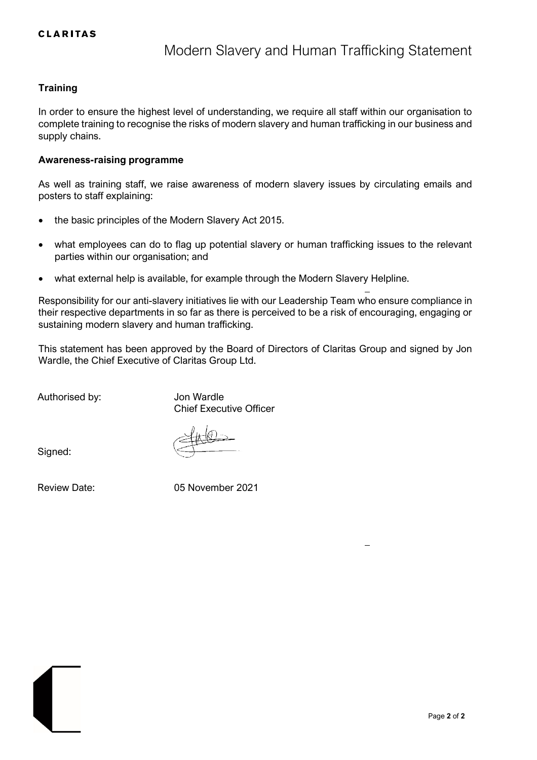## Training

In order to ensure the highest level of understanding, we require all staff within our organisation to complete training to recognise the risks of modern slavery and human trafficking in our business and supply chains.

## Awareness-raising programme

As well as training staff, we raise awareness of modern slavery issues by circulating emails and posters to staff explaining:

- the basic principles of the Modern Slavery Act 2015.
- what employees can do to flag up potential slavery or human trafficking issues to the relevant parties within our organisation; and
- what external help is available, for example through the Modern Slavery Helpline.

Responsibility for our anti-slavery initiatives lie with our Leadership Team who ensure compliance in their respective departments in so far as there is perceived to be a risk of encouraging, engaging or sustaining modern slavery and human trafficking.

This statement has been approved by the Board of Directors of Claritas Group and signed by Jon Wardle, the Chief Executive of Claritas Group Ltd.

Authorised by: Jon Wardle
Chief Executive Officer

Signed:

Review Date: 05 November 2021